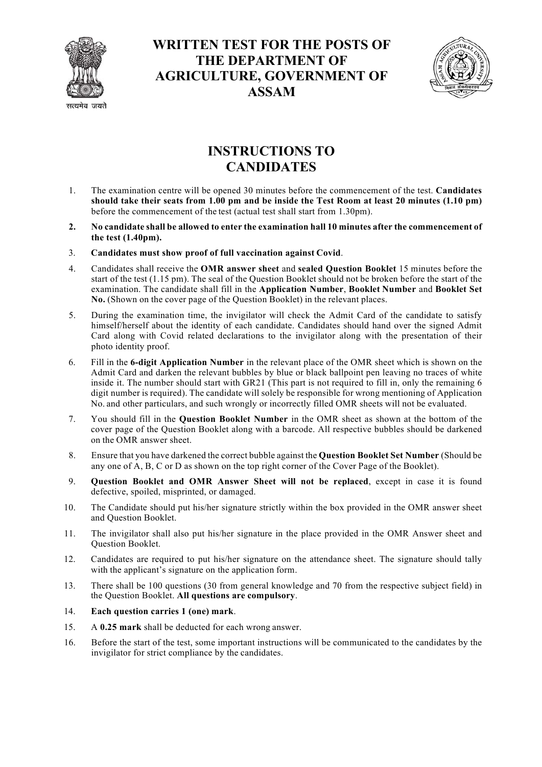# WRITTEN TEST FOR THE POSTS OF THE DEPARTMENT OF AGRICULTURE, GOVERNMENT OF ASSAM

## INSTRUCTIONS TO CANDIDATES

1. The examination centre will be opened 30 minutes before the commencement of the test. **Candidates should take their seats from 1.00 pm and be inside the Test Room at least 20 minutes (1.10 pm)** before the commencement of the test (actual test shall start from 1.30pm).
2. **No candidate shall be allowed to enter the examination hall 10 minutes after the commencement of the test (1.40pm).**
3. **Candidates must show proof of full vaccination against Covid**.
4. Candidates shall receive the **OMR answer sheet** and **sealed Question Booklet** 15 minutes before the start of the test (1.15 pm). The seal of the Question Booklet should not be broken before the start of the examination. The candidate shall fill in the **Application Number**, **Booklet Number** and **Booklet Set No.** (Shown on the cover page of the Question Booklet) in the relevant places.
5. During the examination time, the invigilator will check the Admit Card of the candidate to satisfy himself/herself about the identity of each candidate. Candidates should hand over the signed Admit Card along with Covid related declarations to the invigilator along with the presentation of their photo identity proof.
6. Fill in the **6-digit Application Number** in the relevant place of the OMR sheet which is shown on the Admit Card and darken the relevant bubbles by blue or black ballpoint pen leaving no traces of white inside it. The number should start with GR21 (This part is not required to fill in, only the remaining 6 digit number is required). The candidate will solely be responsible for wrong mentioning of Application No. and other particulars, and such wrongly or incorrectly filled OMR sheets will not be evaluated.
7. You should fill in the **Question Booklet Number** in the OMR sheet as shown at the bottom of the cover page of the Question Booklet along with a barcode. All respective bubbles should be darkened on the OMR answer sheet.
8. Ensure that you have darkened the correct bubble against the **Question Booklet Set Number** (Should be any one of A, B, C or D as shown on the top right corner of the Cover Page of the Booklet).
9. **Question Booklet and OMR Answer Sheet will not be replaced**, except in case it is found defective, spoiled, misprinted, or damaged.
10. The Candidate should put his/her signature strictly within the box provided in the OMR answer sheet and Question Booklet.
11. The invigilator shall also put his/her signature in the place provided in the OMR Answer sheet and Question Booklet.
12. Candidates are required to put his/her signature on the attendance sheet. The signature should tally with the applicant's signature on the application form.
13. There shall be 100 questions (30 from general knowledge and 70 from the respective subject field) in the Question Booklet. **All questions are compulsory**.
14. **Each question carries 1 (one) mark**.
15. A **0.25 mark** shall be deducted for each wrong answer.
16. Before the start of the test, some important instructions will be communicated to the candidates by the invigilator for strict compliance by the candidates.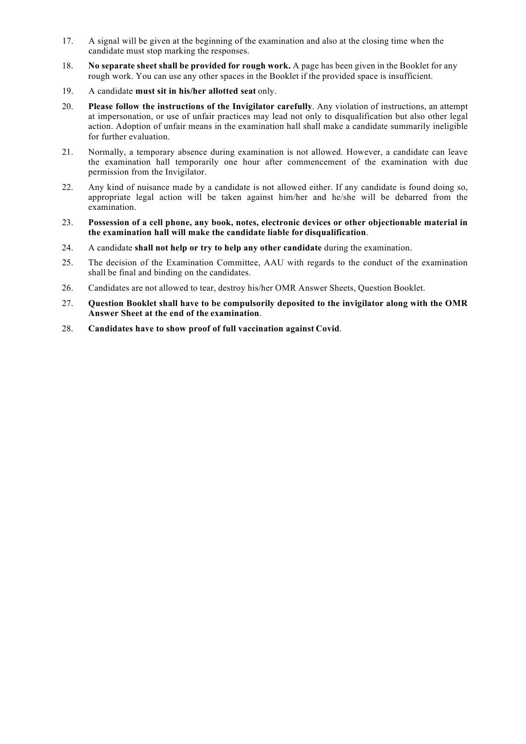17. A signal will be given at the beginning of the examination and also at the closing time when the candidate must stop marking the responses.

18. **No separate sheet shall be provided for rough work.** A page has been given in the Booklet for any rough work. You can use any other spaces in the Booklet if the provided space is insufficient.

19. A candidate **must sit in his/her allotted seat** only.

20. **Please follow the instructions of the Invigilator carefully**. Any violation of instructions, an attempt at impersonation, or use of unfair practices may lead not only to disqualification but also other legal action. Adoption of unfair means in the examination hall shall make a candidate summarily ineligible for further evaluation.

21. Normally, a temporary absence during examination is not allowed. However, a candidate can leave the examination hall temporarily one hour after commencement of the examination with due permission from the Invigilator.

22. Any kind of nuisance made by a candidate is not allowed either. If any candidate is found doing so, appropriate legal action will be taken against him/her and he/she will be debarred from the examination.

23. **Possession of a cell phone, any book, notes, electronic devices or other objectionable material in the examination hall will make the candidate liable for disqualification**.

24. A candidate **shall not help or try to help any other candidate** during the examination.

25. The decision of the Examination Committee, AAU with regards to the conduct of the examination shall be final and binding on the candidates.

26. Candidates are not allowed to tear, destroy his/her OMR Answer Sheets, Question Booklet.

27. **Question Booklet shall have to be compulsorily deposited to the invigilator along with the OMR Answer Sheet at the end of the examination**.

28. **Candidates have to show proof of full vaccination against Covid**.